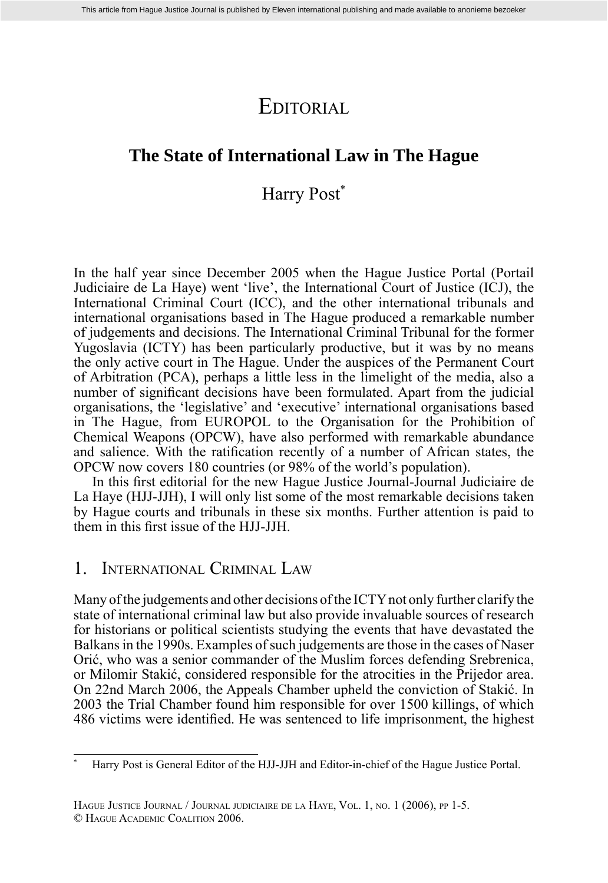# Editorial

## The State of International Law in The Hague

Harry Post*

In the half year since December 2005 when the Hague Justice Portal (Portail Judiciaire de La Haye) went 'live', the International Court of Justice (ICJ), the International Criminal Court (ICC), and the other international tribunals and international organisations based in The Hague produced a remarkable number of judgements and decisions. The International Criminal Tribunal for the former Yugoslavia (ICTY) has been particularly productive, but it was by no means the only active court in The Hague. Under the auspices of the Permanent Court of Arbitration (PCA), perhaps a little less in the limelight of the media, also a number of significant decisions have been formulated. Apart from the judicial organisations, the 'legislative' and 'executive' international organisations based in The Hague, from EUROPOL to the Organisation for the Prohibition of Chemical Weapons (OPCW), have also performed with remarkable abundance and salience. With the ratification recently of a number of African states, the OPCW now covers 180 countries (or 98% of the world's population).

In this first editorial for the new Hague Justice Journal-Journal Judiciaire de La Haye (HJJ-JJH), I will only list some of the most remarkable decisions taken by Hague courts and tribunals in these six months. Further attention is paid to them in this first issue of the HJJ-JJH.

## 1. International Criminal Law

Many of the judgements and other decisions of the ICTY not only further clarify the state of international criminal law but also provide invaluable sources of research for historians or political scientists studying the events that have devastated the Balkans in the 1990s. Examples of such judgements are those in the cases of Naser Orić, who was a senior commander of the Muslim forces defending Srebrenica, or Milomir Stakić, considered responsible for the atrocities in the Prijedor area. On 22nd March 2006, the Appeals Chamber upheld the conviction of Stakić. In 2003 the Trial Chamber found him responsible for over 1500 killings, of which 486 victims were identified. He was sentenced to life imprisonment, the highest

\* Harry Post is General Editor of the HJJ-JJH and Editor-in-chief of the Hague Justice Portal.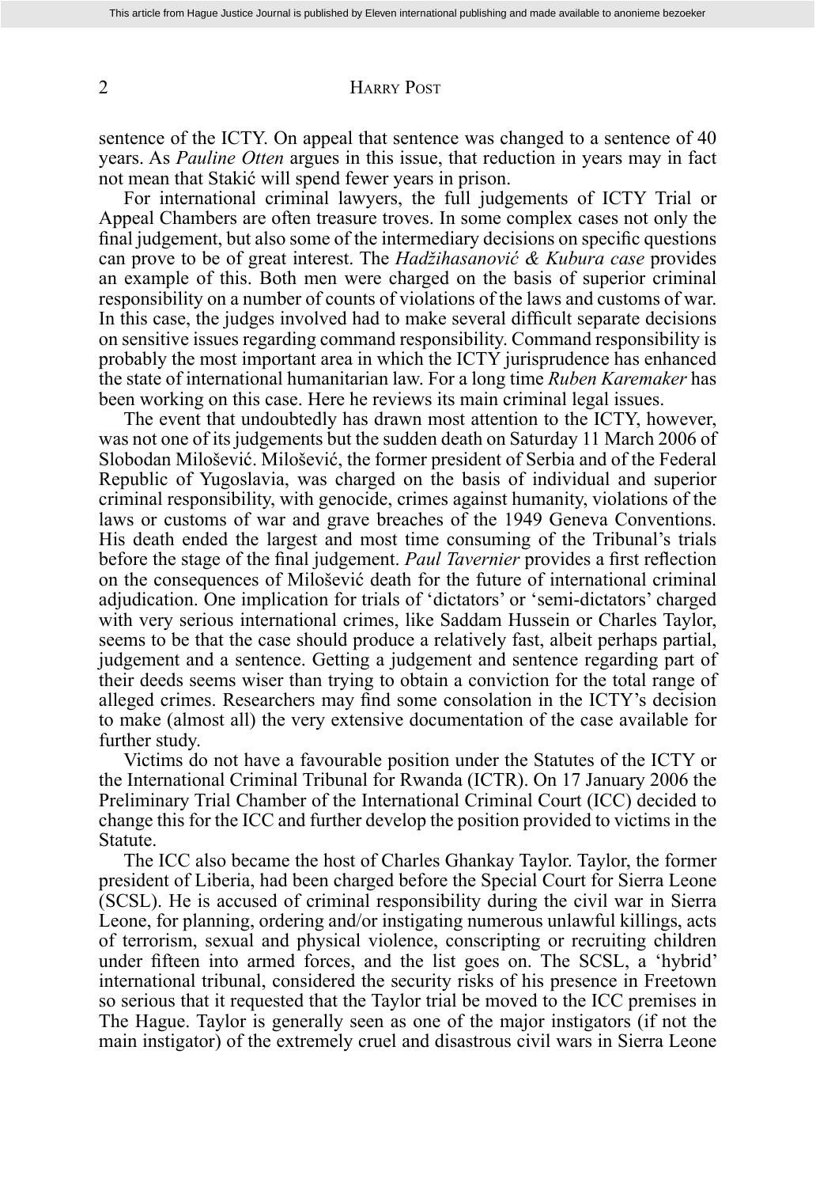sentence of the ICTY. On appeal that sentence was changed to a sentence of 40 years. As *Pauline Otten* argues in this issue, that reduction in years may in fact not mean that Stakić will spend fewer years in prison.

For international criminal lawyers, the full judgements of ICTY Trial or Appeal Chambers are often treasure troves. In some complex cases not only the final judgement, but also some of the intermediary decisions on specific questions can prove to be of great interest. The *Hadžihasanović & Kubura case* provides an example of this. Both men were charged on the basis of superior criminal responsibility on a number of counts of violations of the laws and customs of war. In this case, the judges involved had to make several difficult separate decisions on sensitive issues regarding command responsibility. Command responsibility is probably the most important area in which the ICTY jurisprudence has enhanced the state of international humanitarian law. For a long time *Ruben Karemaker* has been working on this case. Here he reviews its main criminal legal issues.

The event that undoubtedly has drawn most attention to the ICTY, however, was not one of its judgements but the sudden death on Saturday 11 March 2006 of Slobodan Milošević. Milošević, the former president of Serbia and of the Federal Republic of Yugoslavia, was charged on the basis of individual and superior criminal responsibility, with genocide, crimes against humanity, violations of the laws or customs of war and grave breaches of the 1949 Geneva Conventions. His death ended the largest and most time consuming of the Tribunal's trials before the stage of the final judgement. *Paul Tavernier* provides a first reflection on the consequences of Milošević death for the future of international criminal adjudication. One implication for trials of 'dictators' or 'semi-dictators' charged with very serious international crimes, like Saddam Hussein or Charles Taylor, seems to be that the case should produce a relatively fast, albeit perhaps partial, judgement and a sentence. Getting a judgement and sentence regarding part of their deeds seems wiser than trying to obtain a conviction for the total range of alleged crimes. Researchers may find some consolation in the ICTY's decision to make (almost all) the very extensive documentation of the case available for further study.

Victims do not have a favourable position under the Statutes of the ICTY or the International Criminal Tribunal for Rwanda (ICTR). On 17 January 2006 the Preliminary Trial Chamber of the International Criminal Court (ICC) decided to change this for the ICC and further develop the position provided to victims in the Statute.

The ICC also became the host of Charles Ghankay Taylor. Taylor, the former president of Liberia, had been charged before the Special Court for Sierra Leone (SCSL). He is accused of criminal responsibility during the civil war in Sierra Leone, for planning, ordering and/or instigating numerous unlawful killings, acts of terrorism, sexual and physical violence, conscripting or recruiting children under fifteen into armed forces, and the list goes on. The SCSL, a 'hybrid' international tribunal, considered the security risks of his presence in Freetown so serious that it requested that the Taylor trial be moved to the ICC premises in The Hague. Taylor is generally seen as one of the major instigators (if not the main instigator) of the extremely cruel and disastrous civil wars in Sierra Leone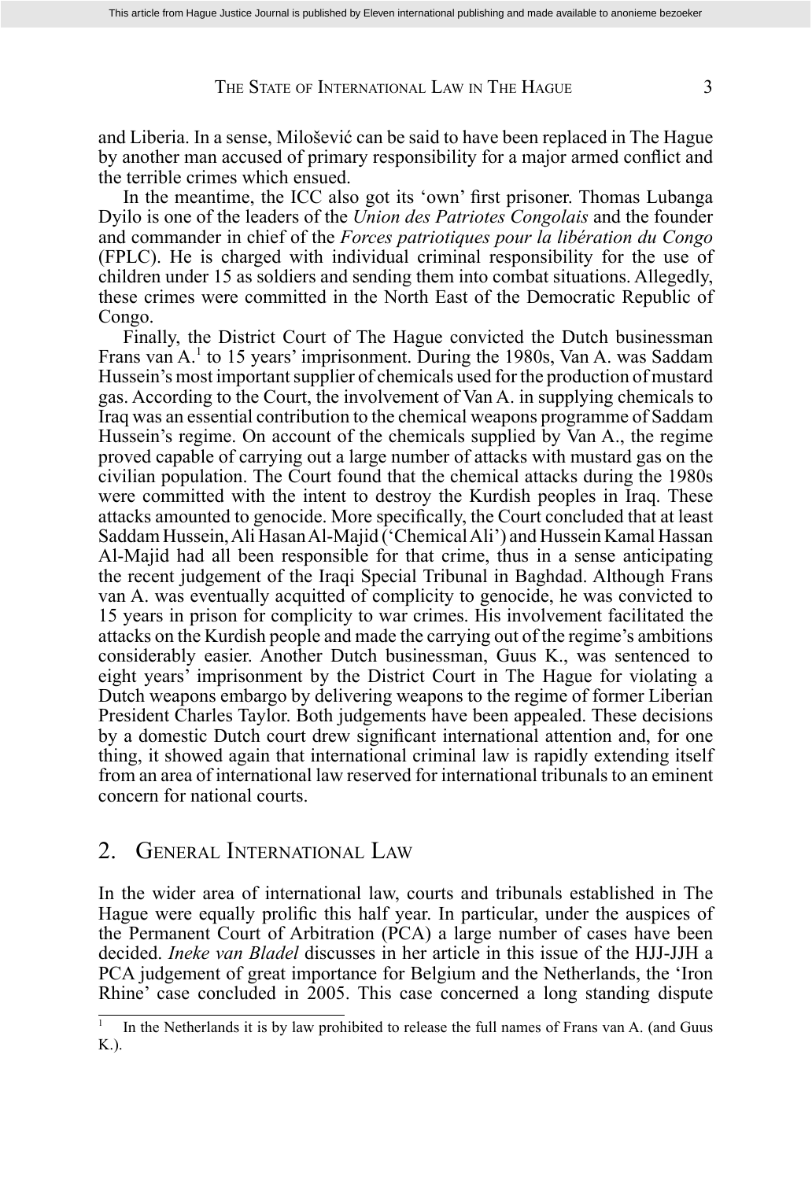and Liberia. In a sense, Milošević can be said to have been replaced in The Hague by another man accused of primary responsibility for a major armed conflict and the terrible crimes which ensued.

In the meantime, the ICC also got its 'own' first prisoner. Thomas Lubanga Dyilo is one of the leaders of the *Union des Patriotes Congolais* and the founder and commander in chief of the *Forces patriotiques pour la libération du Congo* (FPLC). He is charged with individual criminal responsibility for the use of children under 15 as soldiers and sending them into combat situations. Allegedly, these crimes were committed in the North East of the Democratic Republic of Congo.

Finally, the District Court of The Hague convicted the Dutch businessman Frans van A.[1] to 15 years' imprisonment. During the 1980s, Van A. was Saddam Hussein's most important supplier of chemicals used for the production of mustard gas. According to the Court, the involvement of Van A. in supplying chemicals to Iraq was an essential contribution to the chemical weapons programme of Saddam Hussein's regime. On account of the chemicals supplied by Van A., the regime proved capable of carrying out a large number of attacks with mustard gas on the civilian population. The Court found that the chemical attacks during the 1980s were committed with the intent to destroy the Kurdish peoples in Iraq. These attacks amounted to genocide. More specifically, the Court concluded that at least Saddam Hussein, Ali Hasan Al-Majid ('Chemical Ali') and Hussein Kamal Hassan Al-Majid had all been responsible for that crime, thus in a sense anticipating the recent judgement of the Iraqi Special Tribunal in Baghdad. Although Frans van A. was eventually acquitted of complicity to genocide, he was convicted to 15 years in prison for complicity to war crimes. His involvement facilitated the attacks on the Kurdish people and made the carrying out of the regime's ambitions considerably easier. Another Dutch businessman, Guus K., was sentenced to eight years' imprisonment by the District Court in The Hague for violating a Dutch weapons embargo by delivering weapons to the regime of former Liberian President Charles Taylor. Both judgements have been appealed. These decisions by a domestic Dutch court drew significant international attention and, for one thing, it showed again that international criminal law is rapidly extending itself from an area of international law reserved for international tribunals to an eminent concern for national courts.

## 2. General International Law

In the wider area of international law, courts and tribunals established in The Hague were equally prolific this half year. In particular, under the auspices of the Permanent Court of Arbitration (PCA) a large number of cases have been decided. *Ineke van Bladel* discusses in her article in this issue of the HJJ-JJH a PCA judgement of great importance for Belgium and the Netherlands, the 'Iron Rhine' case concluded in 2005. This case concerned a long standing dispute

[1] In the Netherlands it is by law prohibited to release the full names of Frans van A. (and Guus K.).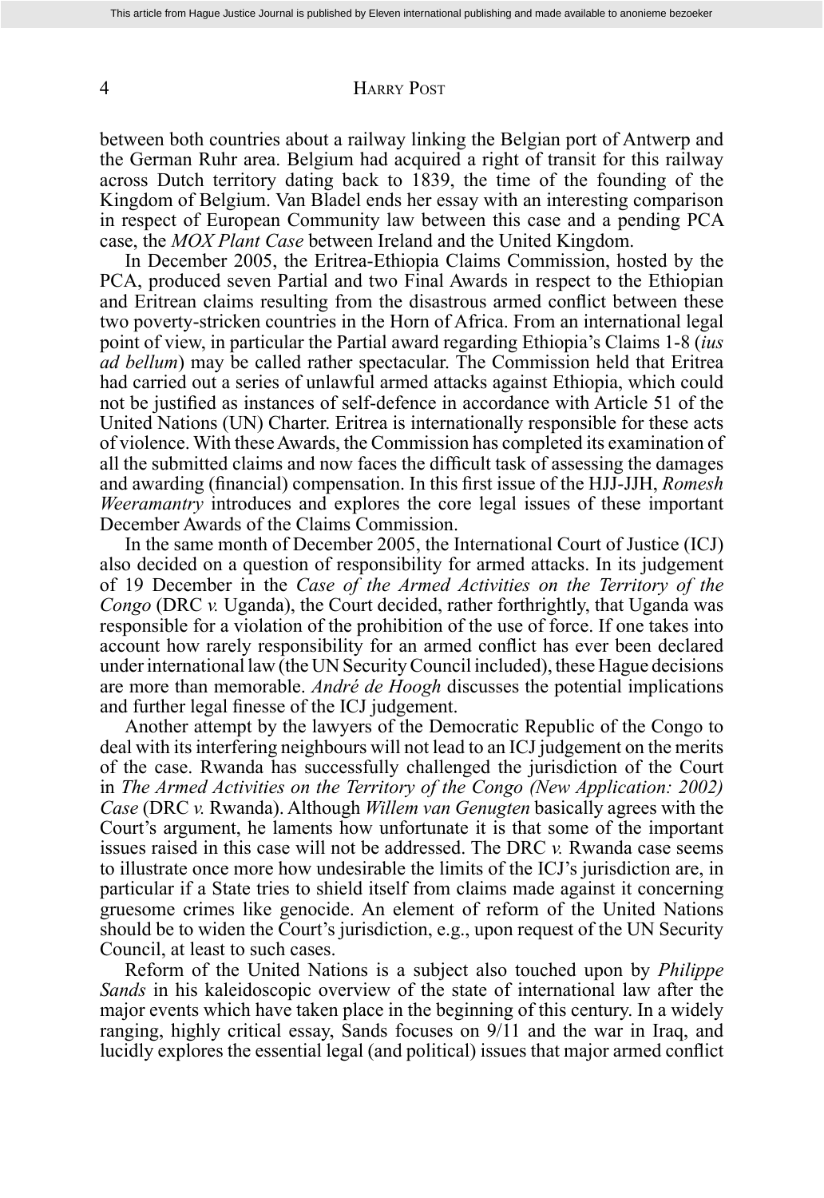between both countries about a railway linking the Belgian port of Antwerp and the German Ruhr area. Belgium had acquired a right of transit for this railway across Dutch territory dating back to 1839, the time of the founding of the Kingdom of Belgium. Van Bladel ends her essay with an interesting comparison in respect of European Community law between this case and a pending PCA case, the *MOX Plant Case* between Ireland and the United Kingdom.

In December 2005, the Eritrea-Ethiopia Claims Commission, hosted by the PCA, produced seven Partial and two Final Awards in respect to the Ethiopian and Eritrean claims resulting from the disastrous armed conflict between these two poverty-stricken countries in the Horn of Africa. From an international legal point of view, in particular the Partial award regarding Ethiopia's Claims 1-8 (*ius ad bellum*) may be called rather spectacular. The Commission held that Eritrea had carried out a series of unlawful armed attacks against Ethiopia, which could not be justified as instances of self-defence in accordance with Article 51 of the United Nations (UN) Charter. Eritrea is internationally responsible for these acts of violence. With these Awards, the Commission has completed its examination of all the submitted claims and now faces the difficult task of assessing the damages and awarding (financial) compensation. In this first issue of the HJJ-JJH, *Romesh Weeramantry* introduces and explores the core legal issues of these important December Awards of the Claims Commission.

In the same month of December 2005, the International Court of Justice (ICJ) also decided on a question of responsibility for armed attacks. In its judgement of 19 December in the *Case of the Armed Activities on the Territory of the Congo* (DRC *v.* Uganda), the Court decided, rather forthrightly, that Uganda was responsible for a violation of the prohibition of the use of force. If one takes into account how rarely responsibility for an armed conflict has ever been declared under international law (the UN Security Council included), these Hague decisions are more than memorable. *André de Hoogh* discusses the potential implications and further legal finesse of the ICJ judgement.

Another attempt by the lawyers of the Democratic Republic of the Congo to deal with its interfering neighbours will not lead to an ICJ judgement on the merits of the case. Rwanda has successfully challenged the jurisdiction of the Court in *The Armed Activities on the Territory of the Congo (New Application: 2002) Case* (DRC *v.* Rwanda). Although *Willem van Genugten* basically agrees with the Court's argument, he laments how unfortunate it is that some of the important issues raised in this case will not be addressed. The DRC *v.* Rwanda case seems to illustrate once more how undesirable the limits of the ICJ's jurisdiction are, in particular if a State tries to shield itself from claims made against it concerning gruesome crimes like genocide. An element of reform of the United Nations should be to widen the Court's jurisdiction, e.g., upon request of the UN Security Council, at least to such cases.

Reform of the United Nations is a subject also touched upon by *Philippe Sands* in his kaleidoscopic overview of the state of international law after the major events which have taken place in the beginning of this century. In a widely ranging, highly critical essay, Sands focuses on 9/11 and the war in Iraq, and lucidly explores the essential legal (and political) issues that major armed conflict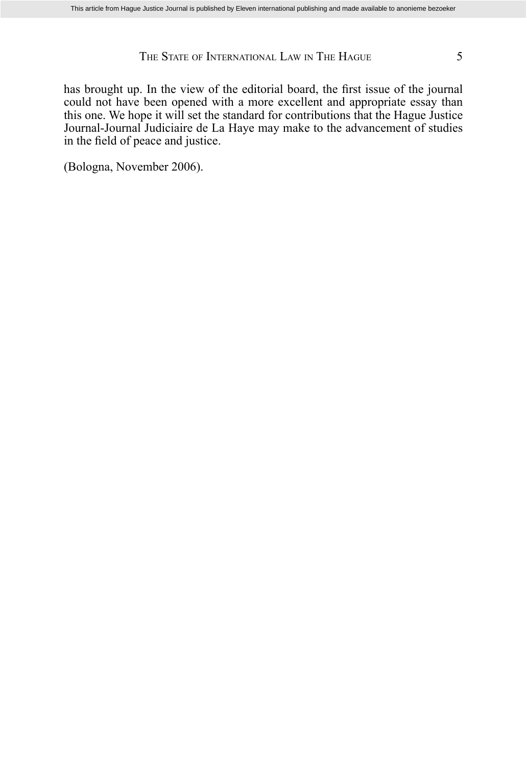has brought up. In the view of the editorial board, the first issue of the journal could not have been opened with a more excellent and appropriate essay than this one. We hope it will set the standard for contributions that the Hague Justice Journal-Journal Judiciaire de La Haye may make to the advancement of studies in the field of peace and justice.

(Bologna, November 2006).